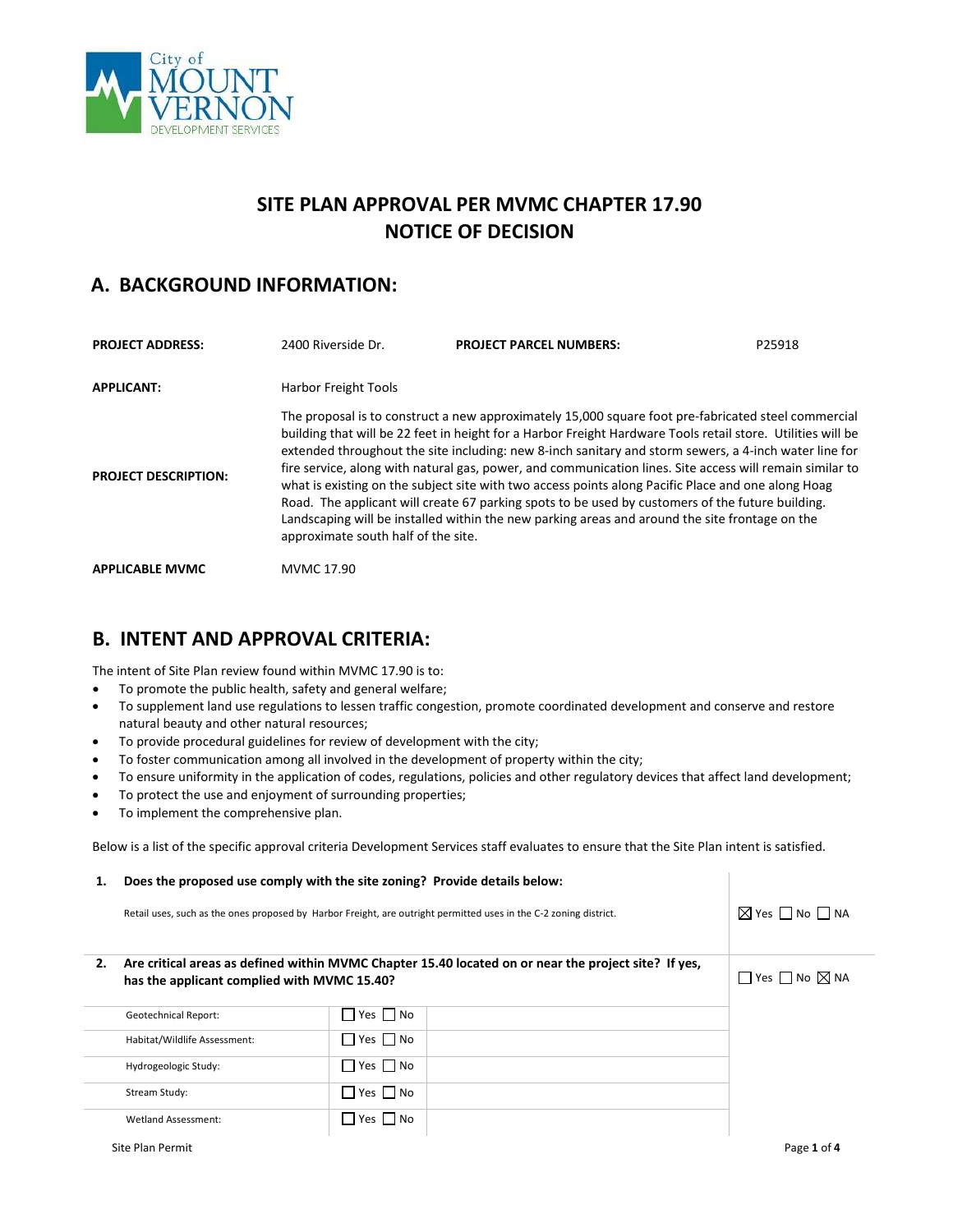# SITE PLAN APPROVAL PER MVMC CHAPTER 17.90
# NOTICE OF DECISION

## A. BACKGROUND INFORMATION:

| | | | |
|---|---|---|---|
| **PROJECT ADDRESS:** | 2400 Riverside Dr. | **PROJECT PARCEL NUMBERS:** | P25918 |
| **APPLICANT:** | Harbor Freight Tools | | |
| **PROJECT DESCRIPTION:** | The proposal is to construct a new approximately 15,000 square foot pre-fabricated steel commercial building that will be 22 feet in height for a Harbor Freight Hardware Tools retail store. Utilities will be extended throughout the site including: new 8-inch sanitary and storm sewers, a 4-inch water line for fire service, along with natural gas, power, and communication lines. Site access will remain similar to what is existing on the subject site with two access points along Pacific Place and one along Hoag Road. The applicant will create 67 parking spots to be used by customers of the future building. Landscaping will be installed within the new parking areas and around the site frontage on the approximate south half of the site. | | |
| **APPLICABLE MVMC** | MVMC 17.90 | | |

## B. INTENT AND APPROVAL CRITERIA:

The intent of Site Plan review found within MVMC 17.90 is to:

- To promote the public health, safety and general welfare;
- To supplement land use regulations to lessen traffic congestion, promote coordinated development and conserve and restore natural beauty and other natural resources;
- To provide procedural guidelines for review of development with the city;
- To foster communication among all involved in the development of property within the city;
- To ensure uniformity in the application of codes, regulations, policies and other regulatory devices that affect land development;
- To protect the use and enjoyment of surrounding properties;
- To implement the comprehensive plan.

Below is a list of the specific approval criteria Development Services staff evaluates to ensure that the Site Plan intent is satisfied.

| | | |
|---|---|---|
| **1. Does the proposed use comply with the site zoning? Provide details below:** Retail uses, such as the ones proposed by Harbor Freight, are outright permitted uses in the C-2 zoning district. | | ☒ Yes ☐ No ☐ NA |
| **2. Are critical areas as defined within MVMC Chapter 15.40 located on or near the project site? If yes, has the applicant complied with MVMC 15.40?** | | ☐ Yes ☐ No ☒ NA |
| Geotechnical Report: | ☐ Yes ☐ No | |
| Habitat/Wildlife Assessment: | ☐ Yes ☐ No | |
| Hydrogeologic Study: | ☐ Yes ☐ No | |
| Stream Study: | ☐ Yes ☐ No | |
| Wetland Assessment: | ☐ Yes ☐ No | |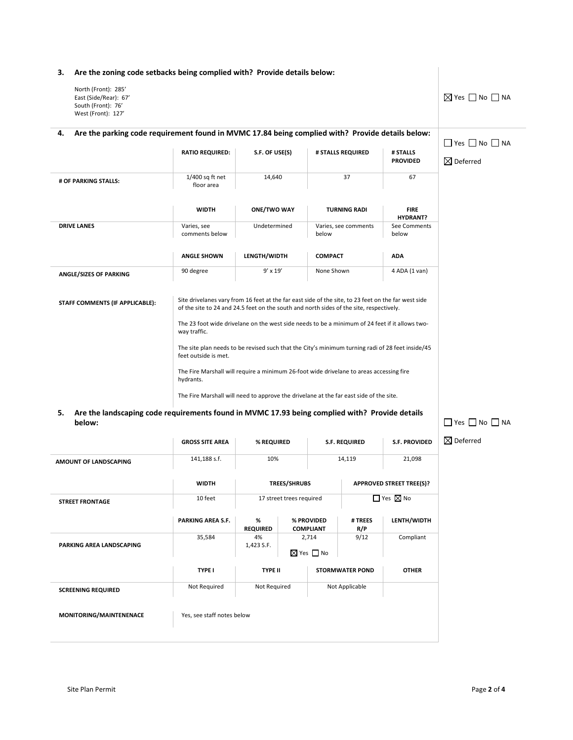### 3. Are the zoning code setbacks being complied with? Provide details below:

North (Front): 285'
East (Side/Rear): 67'
South (Front): 76'
West (Front): 127'

☒ Yes ☐ No ☐ NA

### 4. Are the parking code requirement found in MVMC 17.84 being complied with? Provide details below:

☐ Yes ☐ No ☐ NA
☒ Deferred

| | RATIO REQUIRED: | S.F. OF USE(S) | # STALLS REQUIRED | # STALLS PROVIDED |
|---|---|---|---|---|
| # OF PARKING STALLS: | 1/400 sq ft net floor area | 14,640 | 37 | 67 |

| | WIDTH | ONE/TWO WAY | TURNING RADI | FIRE HYDRANT? |
|---|---|---|---|---|
| DRIVE LANES | Varies, see comments below | Undetermined | Varies, see comments below | See Comments below |

| | ANGLE SHOWN | LENGTH/WIDTH | COMPACT | ADA |
|---|---|---|---|---|
| ANGLE/SIZES OF PARKING | 90 degree | 9' x 19' | None Shown | 4 ADA (1 van) |

**STAFF COMMENTS (IF APPLICABLE):**

Site drivelanes vary from 16 feet at the far east side of the site, to 23 feet on the far west side of the site to 24 and 24.5 feet on the south and north sides of the site, respectively.

The 23 foot wide drivelane on the west side needs to be a minimum of 24 feet if it allows two-way traffic.

The site plan needs to be revised such that the City's minimum turning radi of 28 feet inside/45 feet outside is met.

The Fire Marshall will require a minimum 26-foot wide drivelane to areas accessing fire hydrants.

The Fire Marshall will need to approve the drivelane at the far east side of the site.

### 5. Are the landscaping code requirements found in MVMC 17.93 being complied with? Provide details below:

☐ Yes ☐ No ☐ NA
☒ Deferred

| | GROSS SITE AREA | % REQUIRED | S.F. REQUIRED | S.F. PROVIDED |
|---|---|---|---|---|
| AMOUNT OF LANDSCAPING | 141,188 s.f. | 10% | 14,119 | 21,098 |

| | WIDTH | TREES/SHRUBS | APPROVED STREET TREE(S)? |
|---|---|---|---|
| STREET FRONTAGE | 10 feet | 17 street trees required | ☐ Yes ☒ No |

| | PARKING AREA S.F. | % REQUIRED | % PROVIDED COMPLIANT | # TREES R/P | LENTH/WIDTH |
|---|---|---|---|---|---|
| PARKING AREA LANDSCAPING | 35,584 | 4% 1,423 S.F. | 2,714 ☒ Yes ☐ No | 9/12 | Compliant |

| | TYPE I | TYPE II | STORMWATER POND | OTHER |
|---|---|---|---|---|
| SCREENING REQUIRED | Not Required | Not Required | Not Applicable | |

| MONITORING/MAINTENENACE | Yes, see staff notes below |
|---|---|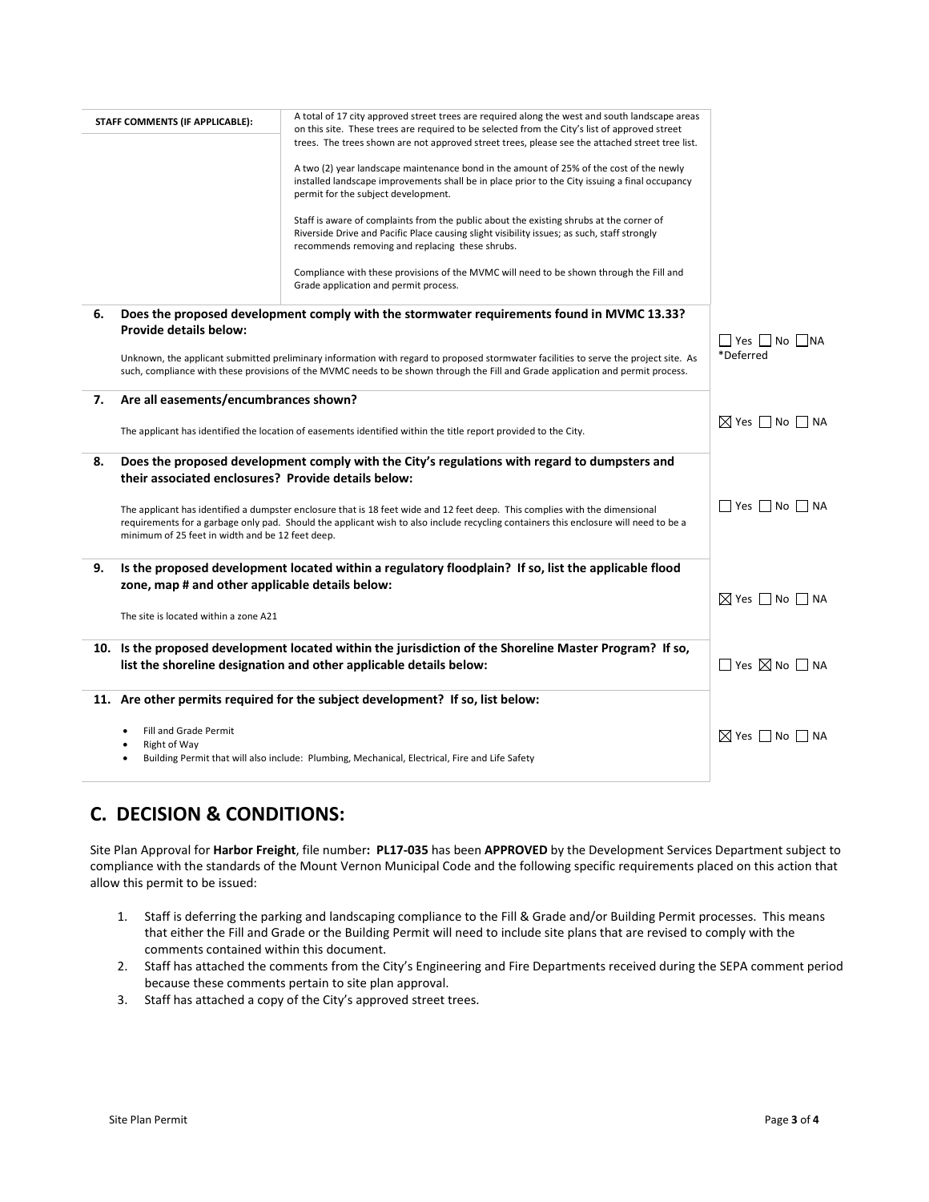| STAFF COMMENTS (IF APPLICABLE): | A total of 17 city approved street trees are required along the west and south landscape areas on this site. These trees are required to be selected from the City's list of approved street trees. The trees shown are not approved street trees, please see the attached street tree list.<br><br>A two (2) year landscape maintenance bond in the amount of 25% of the cost of the newly installed landscape improvements shall be in place prior to the City issuing a final occupancy permit for the subject development.<br><br>Staff is aware of complaints from the public about the existing shrubs at the corner of Riverside Drive and Pacific Place causing slight visibility issues; as such, staff strongly recommends removing and replacing these shrubs.<br><br>Compliance with these provisions of the MVMC will need to be shown through the Fill and Grade application and permit process. | |
|---|---|---|
| **6. Does the proposed development comply with the stormwater requirements found in MVMC 13.33? Provide details below:**<br><br>Unknown, the applicant submitted preliminary information with regard to proposed stormwater facilities to serve the project site. As such, compliance with these provisions of the MVMC needs to be shown through the Fill and Grade application and permit process. | | ☐ Yes ☐ No ☐ NA<br>*Deferred |
| **7. Are all easements/encumbrances shown?**<br><br>The applicant has identified the location of easements identified within the title report provided to the City. | | ☒ Yes ☐ No ☐ NA |
| **8. Does the proposed development comply with the City's regulations with regard to dumpsters and their associated enclosures? Provide details below:**<br><br>The applicant has identified a dumpster enclosure that is 18 feet wide and 12 feet deep. This complies with the dimensional requirements for a garbage only pad. Should the applicant wish to also include recycling containers this enclosure will need to be a minimum of 25 feet in width and be 12 feet deep. | | ☐ Yes ☐ No ☐ NA |
| **9. Is the proposed development located within a regulatory floodplain? If so, list the applicable flood zone, map # and other applicable details below:**<br><br>The site is located within a zone A21 | | ☒ Yes ☐ No ☐ NA |
| **10. Is the proposed development located within the jurisdiction of the Shoreline Master Program? If so, list the shoreline designation and other applicable details below:** | | ☐ Yes ☒ No ☐ NA |
| **11. Are other permits required for the subject development? If so, list below:**<br><br>• Fill and Grade Permit<br>• Right of Way<br>• Building Permit that will also include: Plumbing, Mechanical, Electrical, Fire and Life Safety | | ☒ Yes ☐ No ☐ NA |

## C. DECISION & CONDITIONS:

Site Plan Approval for **Harbor Freight**, file number**: PL17-035** has been **APPROVED** by the Development Services Department subject to compliance with the standards of the Mount Vernon Municipal Code and the following specific requirements placed on this action that allow this permit to be issued:

1. Staff is deferring the parking and landscaping compliance to the Fill & Grade and/or Building Permit processes. This means that either the Fill and Grade or the Building Permit will need to include site plans that are revised to comply with the comments contained within this document.
2. Staff has attached the comments from the City's Engineering and Fire Departments received during the SEPA comment period because these comments pertain to site plan approval.
3. Staff has attached a copy of the City's approved street trees.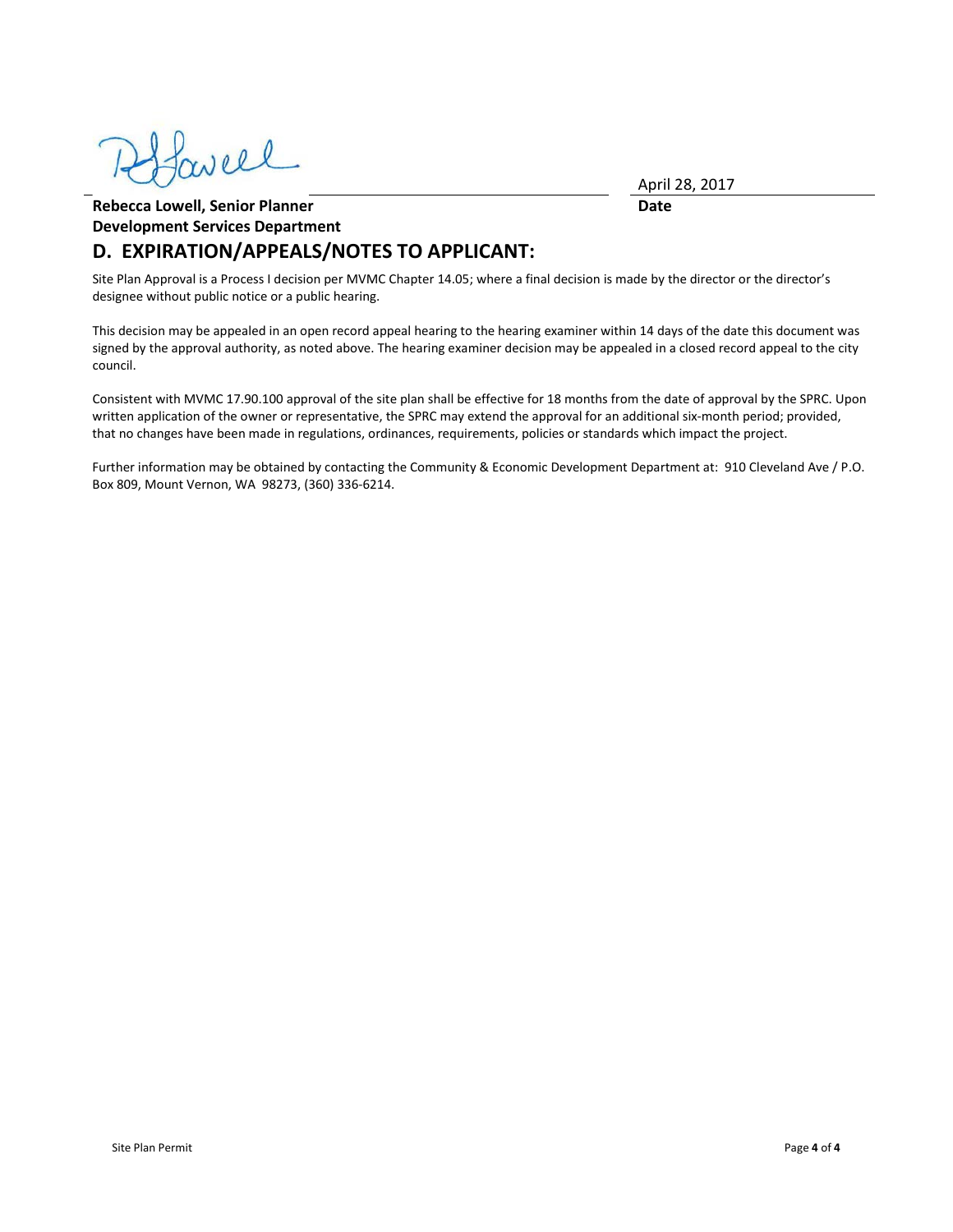Rebecca Lowell, Senior Planner — April 28, 2017

**Rebecca Lowell, Senior Planner** | **Date**

**Development Services Department**

## D. EXPIRATION/APPEALS/NOTES TO APPLICANT:

Site Plan Approval is a Process I decision per MVMC Chapter 14.05; where a final decision is made by the director or the director's designee without public notice or a public hearing.

This decision may be appealed in an open record appeal hearing to the hearing examiner within 14 days of the date this document was signed by the approval authority, as noted above. The hearing examiner decision may be appealed in a closed record appeal to the city council.

Consistent with MVMC 17.90.100 approval of the site plan shall be effective for 18 months from the date of approval by the SPRC. Upon written application of the owner or representative, the SPRC may extend the approval for an additional six-month period; provided, that no changes have been made in regulations, ordinances, requirements, policies or standards which impact the project.

Further information may be obtained by contacting the Community & Economic Development Department at: 910 Cleveland Ave / P.O. Box 809, Mount Vernon, WA 98273, (360) 336-6214.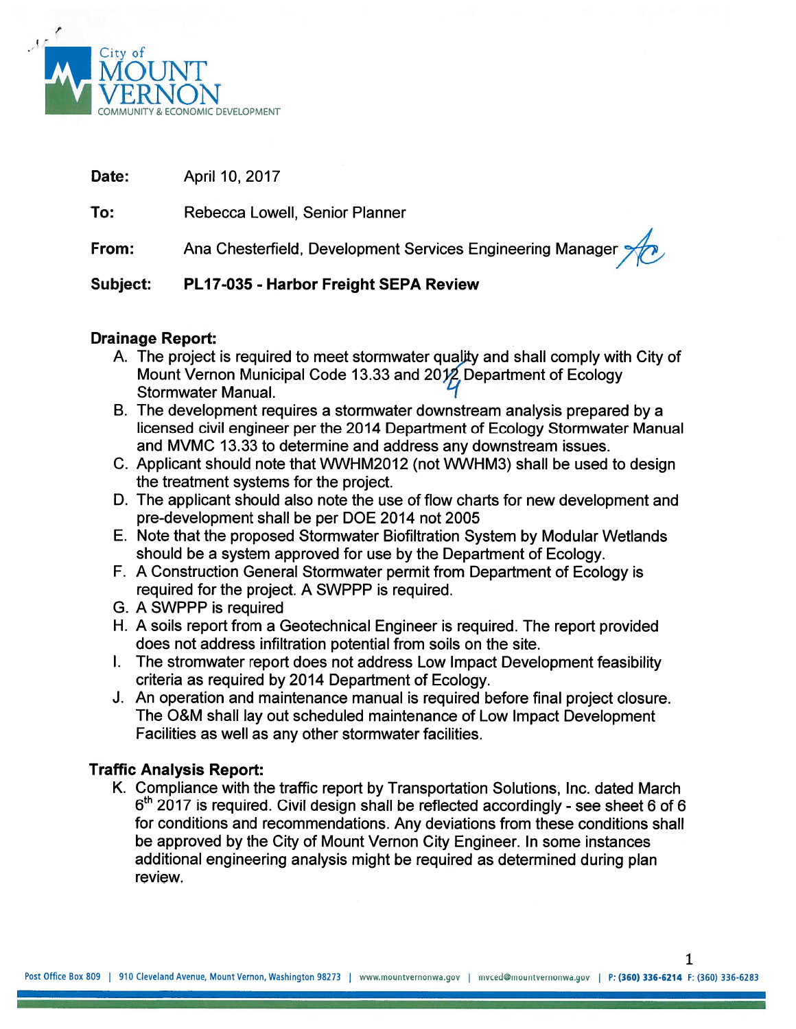City of
MOUNT
VERNON
COMMUNITY & ECONOMIC DEVELOPMENT

**Date:** April 10, 2017

**To:** Rebecca Lowell, Senior Planner

**From:** Ana Chesterfield, Development Services Engineering Manager

**Subject:** **PL17-035 - Harbor Freight SEPA Review**

**Drainage Report:**

A. The project is required to meet stormwater quality and shall comply with City of Mount Vernon Municipal Code 13.33 and 2014 Department of Ecology Stormwater Manual.
B. The development requires a stormwater downstream analysis prepared by a licensed civil engineer per the 2014 Department of Ecology Stormwater Manual and MVMC 13.33 to determine and address any downstream issues.
C. Applicant should note that WWHM2012 (not WWHM3) shall be used to design the treatment systems for the project.
D. The applicant should also note the use of flow charts for new development and pre-development shall be per DOE 2014 not 2005
E. Note that the proposed Stormwater Biofiltration System by Modular Wetlands should be a system approved for use by the Department of Ecology.
F. A Construction General Stormwater permit from Department of Ecology is required for the project. A SWPPP is required.
G. A SWPPP is required
H. A soils report from a Geotechnical Engineer is required. The report provided does not address infiltration potential from soils on the site.
I. The stromwater report does not address Low Impact Development feasibility criteria as required by 2014 Department of Ecology.
J. An operation and maintenance manual is required before final project closure. The O&M shall lay out scheduled maintenance of Low Impact Development Facilities as well as any other stormwater facilities.

**Traffic Analysis Report:**

K. Compliance with the traffic report by Transportation Solutions, Inc. dated March 6th 2017 is required. Civil design shall be reflected accordingly - see sheet 6 of 6 for conditions and recommendations. Any deviations from these conditions shall be approved by the City of Mount Vernon City Engineer. In some instances additional engineering analysis might be required as determined during plan review.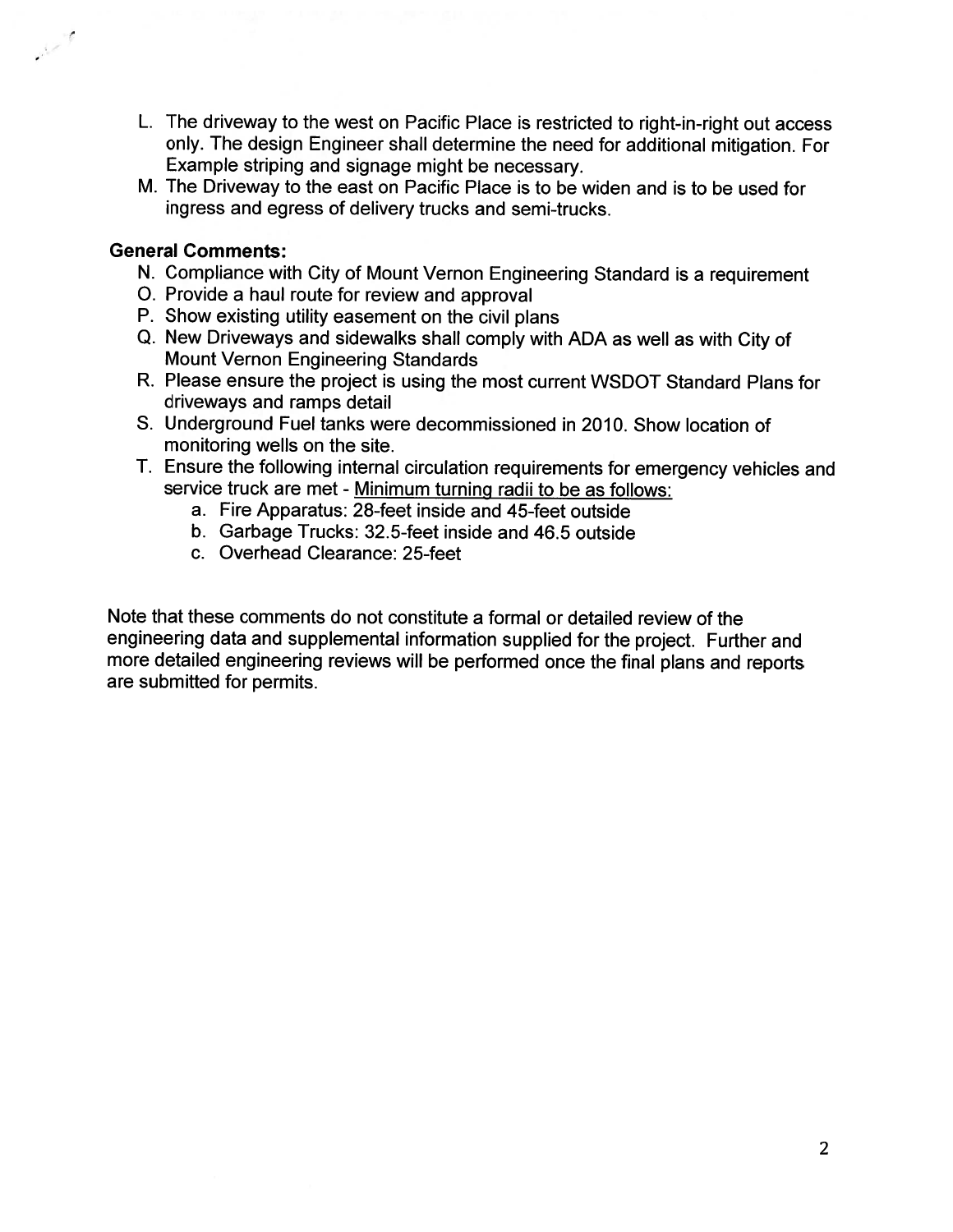L. The driveway to the west on Pacific Place is restricted to right-in-right out access only. The design Engineer shall determine the need for additional mitigation. For Example striping and signage might be necessary.

M. The Driveway to the east on Pacific Place is to be widen and is to be used for ingress and egress of delivery trucks and semi-trucks.

**General Comments:**

N. Compliance with City of Mount Vernon Engineering Standard is a requirement

O. Provide a haul route for review and approval

P. Show existing utility easement on the civil plans

Q. New Driveways and sidewalks shall comply with ADA as well as with City of Mount Vernon Engineering Standards

R. Please ensure the project is using the most current WSDOT Standard Plans for driveways and ramps detail

S. Underground Fuel tanks were decommissioned in 2010. Show location of monitoring wells on the site.

T. Ensure the following internal circulation requirements for emergency vehicles and service truck are met - Minimum turning radii to be as follows:
   a. Fire Apparatus: 28-feet inside and 45-feet outside
   b. Garbage Trucks: 32.5-feet inside and 46.5 outside
   c. Overhead Clearance: 25-feet

Note that these comments do not constitute a formal or detailed review of the engineering data and supplemental information supplied for the project. Further and more detailed engineering reviews will be performed once the final plans and reports are submitted for permits.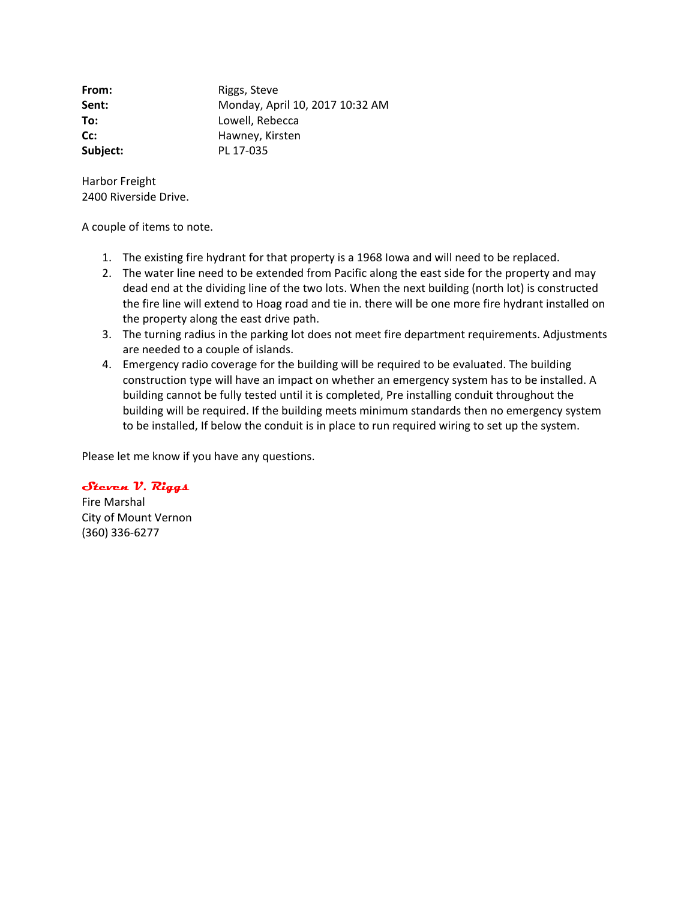**From:** Riggs, Steve
**Sent:** Monday, April 10, 2017 10:32 AM
**To:** Lowell, Rebecca
**Cc:** Hawney, Kirsten
**Subject:** PL 17-035

Harbor Freight
2400 Riverside Drive.

A couple of items to note.

1. The existing fire hydrant for that property is a 1968 Iowa and will need to be replaced.
2. The water line need to be extended from Pacific along the east side for the property and may dead end at the dividing line of the two lots. When the next building (north lot) is constructed the fire line will extend to Hoag road and tie in. there will be one more fire hydrant installed on the property along the east drive path.
3. The turning radius in the parking lot does not meet fire department requirements. Adjustments are needed to a couple of islands.
4. Emergency radio coverage for the building will be required to be evaluated. The building construction type will have an impact on whether an emergency system has to be installed. A building cannot be fully tested until it is completed, Pre installing conduit throughout the building will be required. If the building meets minimum standards then no emergency system to be installed, If below the conduit is in place to run required wiring to set up the system.

Please let me know if you have any questions.

*Steven V. Riggs*
Fire Marshal
City of Mount Vernon
(360) 336-6277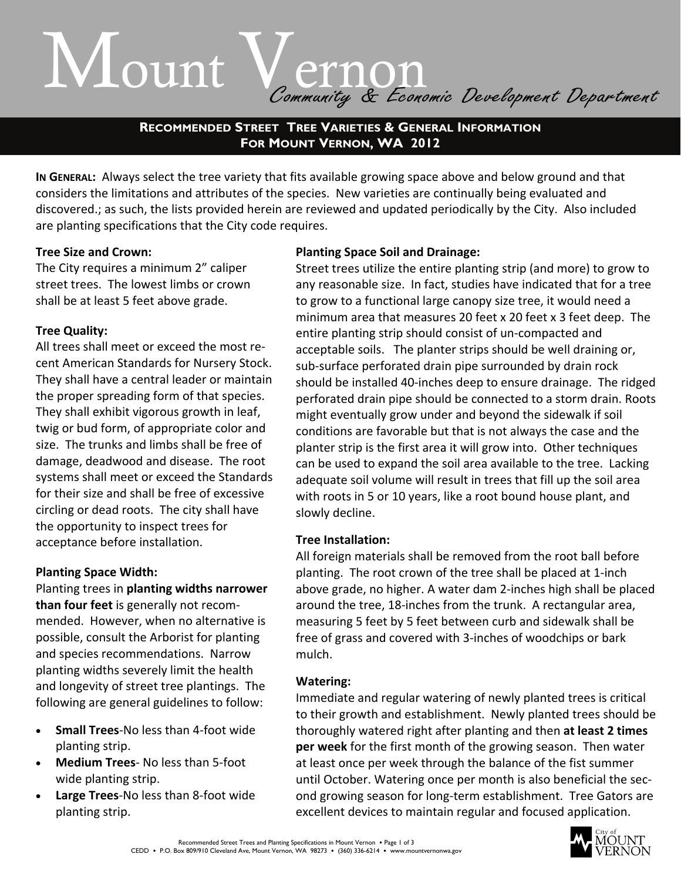# Mount Vernon

*Community & Economic Development Department*

## Recommended Street Tree Varieties & General Information For Mount Vernon, WA 2012

**In General:** Always select the tree variety that fits available growing space above and below ground and that considers the limitations and attributes of the species. New varieties are continually being evaluated and discovered.; as such, the lists provided herein are reviewed and updated periodically by the City. Also included are planting specifications that the City code requires.

**Tree Size and Crown:**

The City requires a minimum 2" caliper street trees. The lowest limbs or crown shall be at least 5 feet above grade.

**Tree Quality:**

All trees shall meet or exceed the most recent American Standards for Nursery Stock. They shall have a central leader or maintain the proper spreading form of that species. They shall exhibit vigorous growth in leaf, twig or bud form, of appropriate color and size. The trunks and limbs shall be free of damage, deadwood and disease. The root systems shall meet or exceed the Standards for their size and shall be free of excessive circling or dead roots. The city shall have the opportunity to inspect trees for acceptance before installation.

**Planting Space Width:**

Planting trees in **planting widths narrower than four feet** is generally not recommended. However, when no alternative is possible, consult the Arborist for planting and species recommendations. Narrow planting widths severely limit the health and longevity of street tree plantings. The following are general guidelines to follow:

- **Small Trees**-No less than 4-foot wide planting strip.
- **Medium Trees**- No less than 5-foot wide planting strip.
- **Large Trees**-No less than 8-foot wide planting strip.

**Planting Space Soil and Drainage:**

Street trees utilize the entire planting strip (and more) to grow to any reasonable size. In fact, studies have indicated that for a tree to grow to a functional large canopy size tree, it would need a minimum area that measures 20 feet x 20 feet x 3 feet deep. The entire planting strip should consist of un-compacted and acceptable soils. The planter strips should be well draining or, sub-surface perforated drain pipe surrounded by drain rock should be installed 40-inches deep to ensure drainage. The ridged perforated drain pipe should be connected to a storm drain. Roots might eventually grow under and beyond the sidewalk if soil conditions are favorable but that is not always the case and the planter strip is the first area it will grow into. Other techniques can be used to expand the soil area available to the tree. Lacking adequate soil volume will result in trees that fill up the soil area with roots in 5 or 10 years, like a root bound house plant, and slowly decline.

**Tree Installation:**

All foreign materials shall be removed from the root ball before planting. The root crown of the tree shall be placed at 1-inch above grade, no higher. A water dam 2-inches high shall be placed around the tree, 18-inches from the trunk. A rectangular area, measuring 5 feet by 5 feet between curb and sidewalk shall be free of grass and covered with 3-inches of woodchips or bark mulch.

**Watering:**

Immediate and regular watering of newly planted trees is critical to their growth and establishment. Newly planted trees should be thoroughly watered right after planting and then **at least 2 times per week** for the first month of the growing season. Then water at least once per week through the balance of the fist summer until October. Watering once per month is also beneficial the second growing season for long-term establishment. Tree Gators are excellent devices to maintain regular and focused application.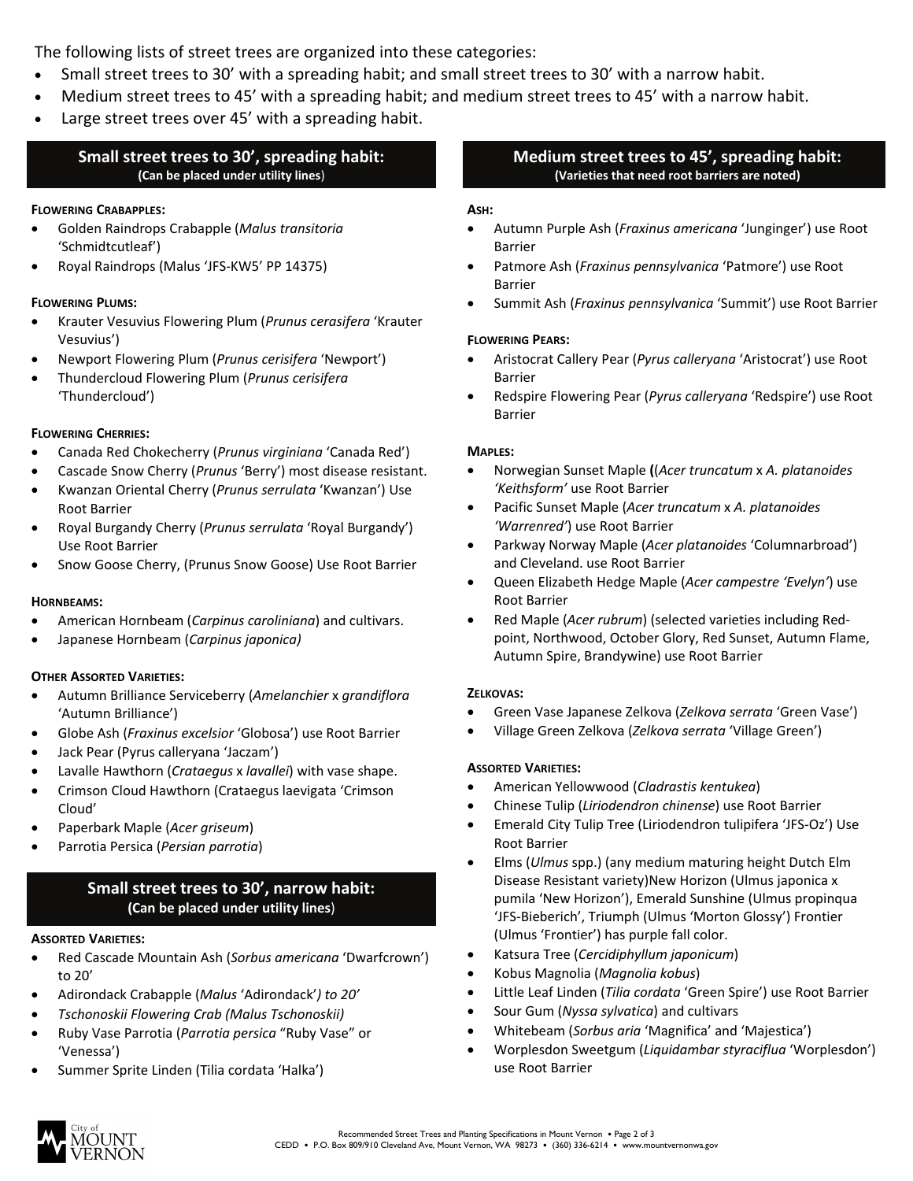The following lists of street trees are organized into these categories:

- Small street trees to 30' with a spreading habit; and small street trees to 30' with a narrow habit.
- Medium street trees to 45' with a spreading habit; and medium street trees to 45' with a narrow habit.
- Large street trees over 45' with a spreading habit.

## Small street trees to 30', spreading habit:
**(Can be placed under utility lines)**

**FLOWERING CRABAPPLES:**

- Golden Raindrops Crabapple (*Malus transitoria* 'Schmidtcutleaf')
- Royal Raindrops (Malus 'JFS-KW5' PP 14375)

**FLOWERING PLUMS:**

- Krauter Vesuvius Flowering Plum (*Prunus cerasifera* 'Krauter Vesuvius')
- Newport Flowering Plum (*Prunus cerisifera* 'Newport')
- Thundercloud Flowering Plum (*Prunus cerisifera* 'Thundercloud')

**FLOWERING CHERRIES:**

- Canada Red Chokecherry (*Prunus virginiana* 'Canada Red')
- Cascade Snow Cherry (*Prunus* 'Berry') most disease resistant.
- Kwanzan Oriental Cherry (*Prunus serrulata* 'Kwanzan') Use Root Barrier
- Royal Burgandy Cherry (*Prunus serrulata* 'Royal Burgandy') Use Root Barrier
- Snow Goose Cherry, (Prunus Snow Goose) Use Root Barrier

**HORNBEAMS:**

- American Hornbeam (*Carpinus caroliniana*) and cultivars.
- Japanese Hornbeam (*Carpinus japonica)*

**OTHER ASSORTED VARIETIES:**

- Autumn Brilliance Serviceberry (*Amelanchier* x *grandiflora* 'Autumn Brilliance')
- Globe Ash (*Fraxinus excelsior* 'Globosa') use Root Barrier
- Jack Pear (Pyrus calleryana 'Jaczam')
- Lavalle Hawthorn (*Crataegus* x *lavallei*) with vase shape.
- Crimson Cloud Hawthorn (Crataegus laevigata 'Crimson Cloud'
- Paperbark Maple (*Acer griseum*)
- Parrotia Persica (*Persian parrotia*)

## Small street trees to 30', narrow habit:
**(Can be placed under utility lines)**

**ASSORTED VARIETIES:**

- Red Cascade Mountain Ash (*Sorbus americana* 'Dwarfcrown') to 20'
- Adirondack Crabapple (*Malus* 'Adirondack'*) to 20'*
- *Tschonoskii Flowering Crab (Malus Tschonoskii)*
- Ruby Vase Parrotia (*Parrotia persica* "Ruby Vase" or 'Venessa')
- Summer Sprite Linden (Tilia cordata 'Halka')

## Medium street trees to 45', spreading habit:
**(Varieties that need root barriers are noted)**

**ASH:**

- Autumn Purple Ash (*Fraxinus americana* 'Junginger') use Root Barrier
- Patmore Ash (*Fraxinus pennsylvanica* 'Patmore') use Root Barrier
- Summit Ash (*Fraxinus pennsylvanica* 'Summit') use Root Barrier

**FLOWERING PEARS:**

- Aristocrat Callery Pear (*Pyrus calleryana* 'Aristocrat') use Root Barrier
- Redspire Flowering Pear (*Pyrus calleryana* 'Redspire') use Root Barrier

**MAPLES:**

- Norwegian Sunset Maple **(**(*Acer truncatum* x *A. platanoides 'Keithsform'* use Root Barrier
- Pacific Sunset Maple (*Acer truncatum* x *A. platanoides 'Warrenred'*) use Root Barrier
- Parkway Norway Maple (*Acer platanoides* 'Columnarbroad') and Cleveland. use Root Barrier
- Queen Elizabeth Hedge Maple (*Acer campestre 'Evelyn'*) use Root Barrier
- Red Maple (*Acer rubrum*) (selected varieties including Red-point, Northwood, October Glory, Red Sunset, Autumn Flame, Autumn Spire, Brandywine) use Root Barrier

**ZELKOVAS:**

- Green Vase Japanese Zelkova (*Zelkova serrata* 'Green Vase')
- Village Green Zelkova (*Zelkova serrata* 'Village Green')

**ASSORTED VARIETIES:**

- American Yellowwood (*Cladrastis kentukea*)
- Chinese Tulip (*Liriodendron chinense*) use Root Barrier
- Emerald City Tulip Tree (Liriodendron tulipifera 'JFS-Oz') Use Root Barrier
- Elms (*Ulmus* spp.) (any medium maturing height Dutch Elm Disease Resistant variety)New Horizon (Ulmus japonica x pumila 'New Horizon'), Emerald Sunshine (Ulmus propinqua 'JFS-Bieberich', Triumph (Ulmus 'Morton Glossy') Frontier (Ulmus 'Frontier') has purple fall color.
- Katsura Tree (*Cercidiphyllum japonicum*)
- Kobus Magnolia (*Magnolia kobus*)
- Little Leaf Linden (*Tilia cordata* 'Green Spire') use Root Barrier
- Sour Gum (*Nyssa sylvatica*) and cultivars
- Whitebeam (*Sorbus aria* 'Magnifica' and 'Majestica')
- Worplesdon Sweetgum (*Liquidambar styraciflua* 'Worplesdon') use Root Barrier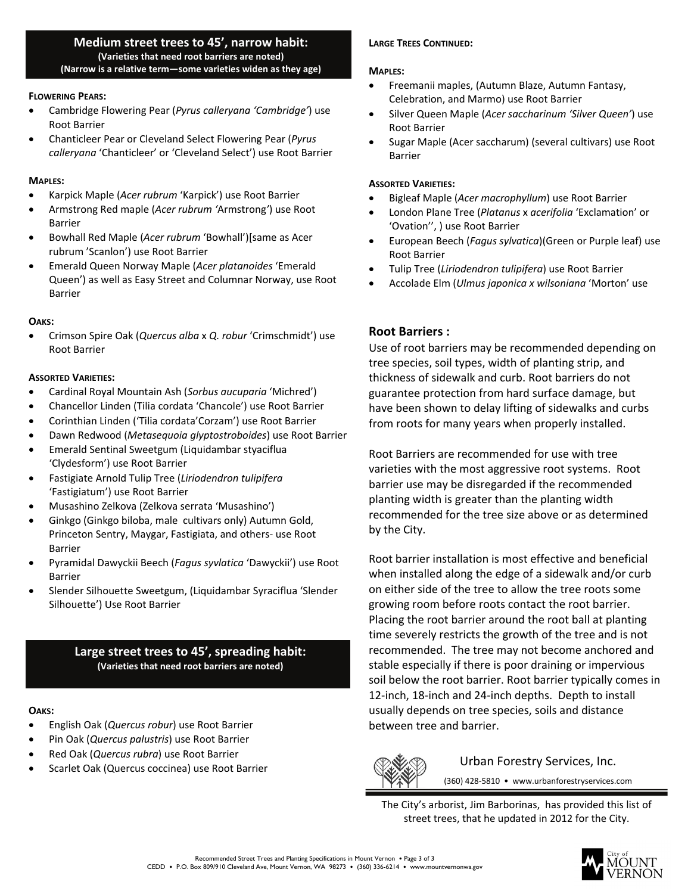## Medium street trees to 45', narrow habit:

**(Varieties that need root barriers are noted)**
**(Narrow is a relative term—some varieties widen as they age)**

**FLOWERING PEARS:**

- Cambridge Flowering Pear (*Pyrus calleryana 'Cambridge'*) use Root Barrier
- Chanticleer Pear or Cleveland Select Flowering Pear (*Pyrus calleryana* 'Chanticleer' or 'Cleveland Select') use Root Barrier

**MAPLES:**

- Karpick Maple (*Acer rubrum* 'Karpick') use Root Barrier
- Armstrong Red maple (*Acer rubrum '*Armstrong*'*) use Root Barrier
- Bowhall Red Maple (*Acer rubrum* 'Bowhall')[same as Acer rubrum 'Scanlon') use Root Barrier
- Emerald Queen Norway Maple (*Acer platanoides* 'Emerald Queen') as well as Easy Street and Columnar Norway, use Root Barrier

**OAKS:**

- Crimson Spire Oak (*Quercus alba* x *Q. robur* 'Crimschmidt') use Root Barrier

**ASSORTED VARIETIES:**

- Cardinal Royal Mountain Ash (*Sorbus aucuparia* 'Michred')
- Chancellor Linden (Tilia cordata 'Chancole') use Root Barrier
- Corinthian Linden ('Tilia cordata'Corzam') use Root Barrier
- Dawn Redwood (*Metasequoia glyptostroboides*) use Root Barrier
- Emerald Sentinal Sweetgum (Liquidambar styaciflua 'Clydesform') use Root Barrier
- Fastigiate Arnold Tulip Tree (*Liriodendron tulipifera* 'Fastigiatum') use Root Barrier
- Musashino Zelkova (Zelkova serrata 'Musashino')
- Ginkgo (Ginkgo biloba, male cultivars only) Autumn Gold, Princeton Sentry, Maygar, Fastigiata, and others- use Root Barrier
- Pyramidal Dawyckii Beech (*Fagus syvlatica* 'Dawyckii') use Root Barrier
- Slender Silhouette Sweetgum, (Liquidambar Syraciflua 'Slender Silhouette') Use Root Barrier

## Large street trees to 45', spreading habit:

**(Varieties that need root barriers are noted)**

**OAKS:**

- English Oak (*Quercus robur*) use Root Barrier
- Pin Oak (*Quercus palustris*) use Root Barrier
- Red Oak (*Quercus rubra*) use Root Barrier
- Scarlet Oak (Quercus coccinea) use Root Barrier

**LARGE TREES CONTINUED:**

**MAPLES:**

- Freemanii maples, (Autumn Blaze, Autumn Fantasy, Celebration, and Marmo) use Root Barrier
- Silver Queen Maple (*Acer saccharinum 'Silver Queen'*) use Root Barrier
- Sugar Maple (Acer saccharum) (several cultivars) use Root Barrier

**ASSORTED VARIETIES:**

- Bigleaf Maple (*Acer macrophyllum*) use Root Barrier
- London Plane Tree (*Platanus* x *acerifolia* 'Exclamation' or 'Ovation'', ) use Root Barrier
- European Beech (*Fagus sylvatica*)(Green or Purple leaf) use Root Barrier
- Tulip Tree (*Liriodendron tulipifera*) use Root Barrier
- Accolade Elm (*Ulmus japonica x wilsoniana* 'Morton' use

## Root Barriers :

Use of root barriers may be recommended depending on tree species, soil types, width of planting strip, and thickness of sidewalk and curb. Root barriers do not guarantee protection from hard surface damage, but have been shown to delay lifting of sidewalks and curbs from roots for many years when properly installed.

Root Barriers are recommended for use with tree varieties with the most aggressive root systems. Root barrier use may be disregarded if the recommended planting width is greater than the planting width recommended for the tree size above or as determined by the City.

Root barrier installation is most effective and beneficial when installed along the edge of a sidewalk and/or curb on either side of the tree to allow the tree roots some growing room before roots contact the root barrier. Placing the root barrier around the root ball at planting time severely restricts the growth of the tree and is not recommended. The tree may not become anchored and stable especially if there is poor draining or impervious soil below the root barrier. Root barrier typically comes in 12-inch, 18-inch and 24-inch depths. Depth to install usually depends on tree species, soils and distance between tree and barrier.

Urban Forestry Services, Inc.
(360) 428-5810 • www.urbanforestryservices.com

The City's arborist, Jim Barborinas, has provided this list of street trees, that he updated in 2012 for the City.